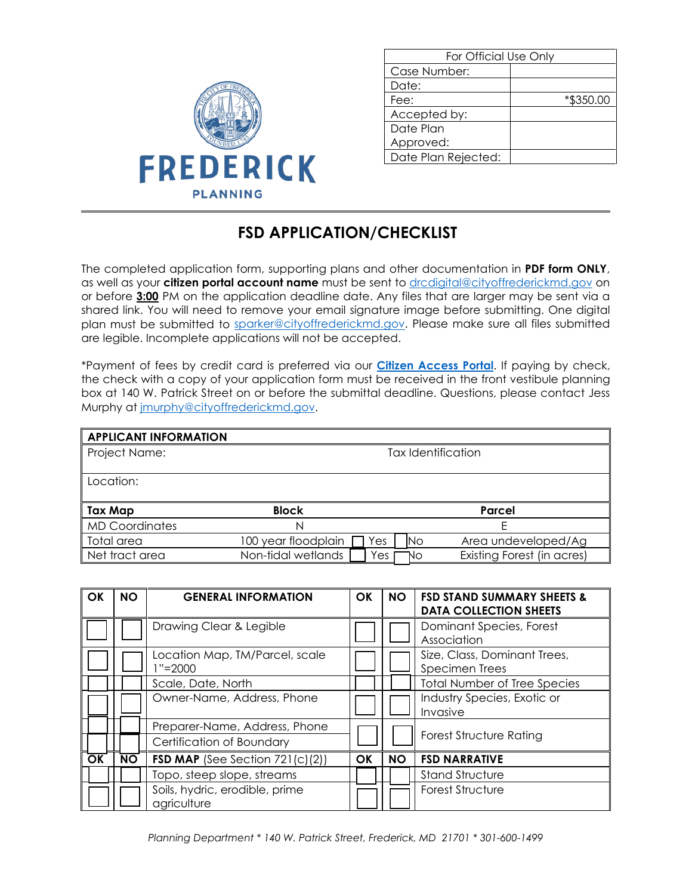FREDERICK PLANNING

| For Official Use Only | |
|---|---|
| Case Number: | |
| Date: | |
| Fee: | *$350.00 |
| Accepted by: | |
| Date Plan Approved: | |
| Date Plan Rejected: | |

# FSD APPLICATION/CHECKLIST

The completed application form, supporting plans and other documentation in **PDF form ONLY**, as well as your **citizen portal account name** must be sent to drcdigital@cityoffrederickmd.gov on or before **3:00** PM on the application deadline date. Any files that are larger may be sent via a shared link. You will need to remove your email signature image before submitting. One digital plan must be submitted to sparker@cityoffrederickmd.gov. Please make sure all files submitted are legible. Incomplete applications will not be accepted.

*Payment of fees by credit card is preferred via our **Citizen Access Portal**. If paying by check, the check with a copy of your application form must be received in the front vestibule planning box at 140 W. Patrick Street on or before the submittal deadline. Questions, please contact Jess Murphy at jmurphy@cityoffrederickmd.gov.

| **APPLICANT INFORMATION** | | |
|---|---|---|
| Project Name: | | Tax Identification |
| Location: | | |
| **Tax Map** | **Block** | **Parcel** |
| MD Coordinates | N | E |
| Total area | 100 year floodplain ☐ Yes ☐ No | Area undeveloped/Ag |
| Net tract area | Non-tidal wetlands ☐ Yes ☐ No | Existing Forest (in acres) |

| OK | NO | GENERAL INFORMATION | OK | NO | FSD STAND SUMMARY SHEETS & DATA COLLECTION SHEETS |
|---|---|---|---|---|---|
| ☐ | ☐ | Drawing Clear & Legible | ☐ | ☐ | Dominant Species, Forest Association |
| ☐ | ☐ | Location Map, TM/Parcel, scale 1"=2000 | ☐ | ☐ | Size, Class, Dominant Trees, Specimen Trees |
| ☐ | ☐ | Scale, Date, North | ☐ | ☐ | Total Number of Tree Species |
| ☐ | ☐ | Owner-Name, Address, Phone | ☐ | ☐ | Industry Species, Exotic or Invasive |
| ☐ | ☐ | Preparer-Name, Address, Phone | ☐ | ☐ | Forest Structure Rating |
| ☐ | ☐ | Certification of Boundary | | | |
| **OK** | **NO** | **FSD MAP** (See Section 721(c)(2)) | **OK** | **NO** | **FSD NARRATIVE** |
| ☐ | ☐ | Topo, steep slope, streams | ☐ | ☐ | Stand Structure |
| ☐ | ☐ | Soils, hydric, erodible, prime agriculture | ☐ | ☐ | Forest Structure |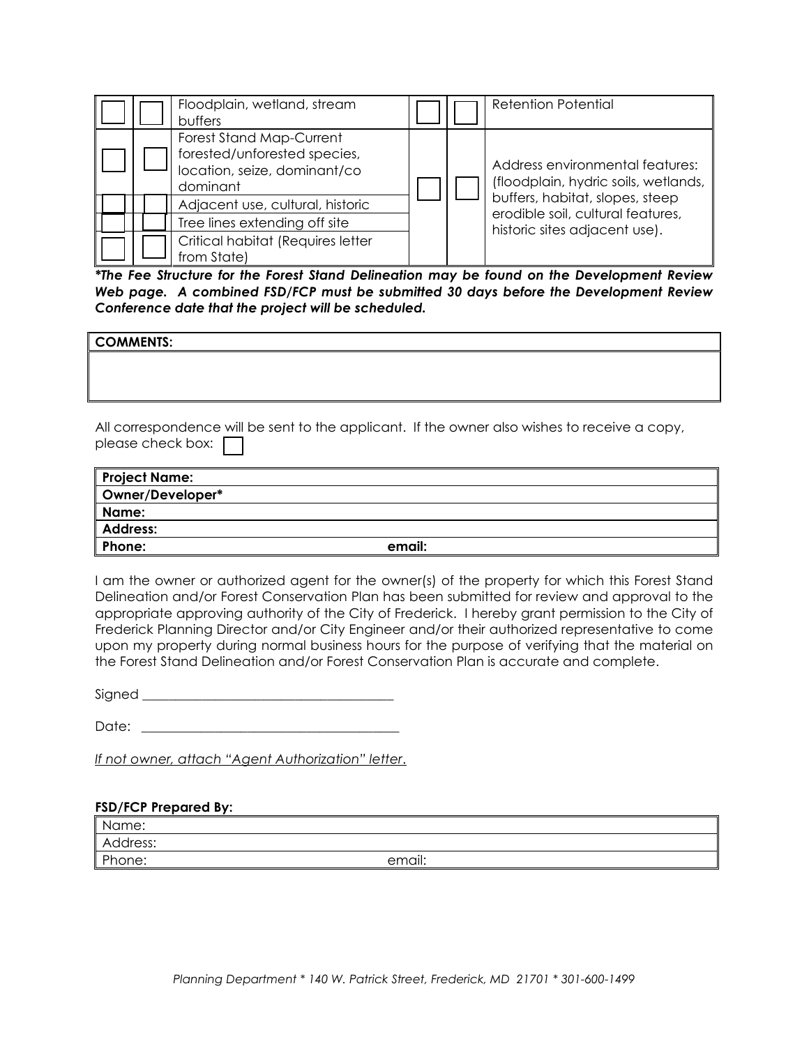| | | | | | |
|---|---|---|---|---|---|
| ☐ | ☐ | Floodplain, wetland, stream buffers | ☐ | ☐ | Retention Potential |
| ☐ | ☐ | Forest Stand Map-Current forested/unforested species, location, seize, dominant/co dominant | ☐ | ☐ | Address environmental features: (floodplain, hydric soils, wetlands, buffers, habitat, slopes, steep erodible soil, cultural features, historic sites adjacent use). |
| ☐ | ☐ | Adjacent use, cultural, historic | | | |
| ☐ | ☐ | Tree lines extending off site | | | |
| ☐ | ☐ | Critical habitat (Requires letter from State) | | | |

***The Fee Structure for the Forest Stand Delineation may be found on the Development Review Web page. A combined FSD/FCP must be submitted 30 days before the Development Review Conference date that the project will be scheduled.***

| **COMMENTS:** |
|---|
| |

All correspondence will be sent to the applicant. If the owner also wishes to receive a copy, please check box: ☐

| | |
|---|---|
| **Project Name:** | |
| **Owner/Developer*** | |
| **Name:** | |
| **Address:** | |
| **Phone:** | **email:** |

I am the owner or authorized agent for the owner(s) of the property for which this Forest Stand Delineation and/or Forest Conservation Plan has been submitted for review and approval to the appropriate approving authority of the City of Frederick. I hereby grant permission to the City of Frederick Planning Director and/or City Engineer and/or their authorized representative to come upon my property during normal business hours for the purpose of verifying that the material on the Forest Stand Delineation and/or Forest Conservation Plan is accurate and complete.

Signed ______________________________________

Date: ______________________________________

*If not owner, attach "Agent Authorization" letter.*

**FSD/FCP Prepared By:**

| | |
|---|---|
| Name: | |
| Address: | |
| Phone: | email: |

*Planning Department * 140 W. Patrick Street, Frederick, MD 21701 * 301-600-1499*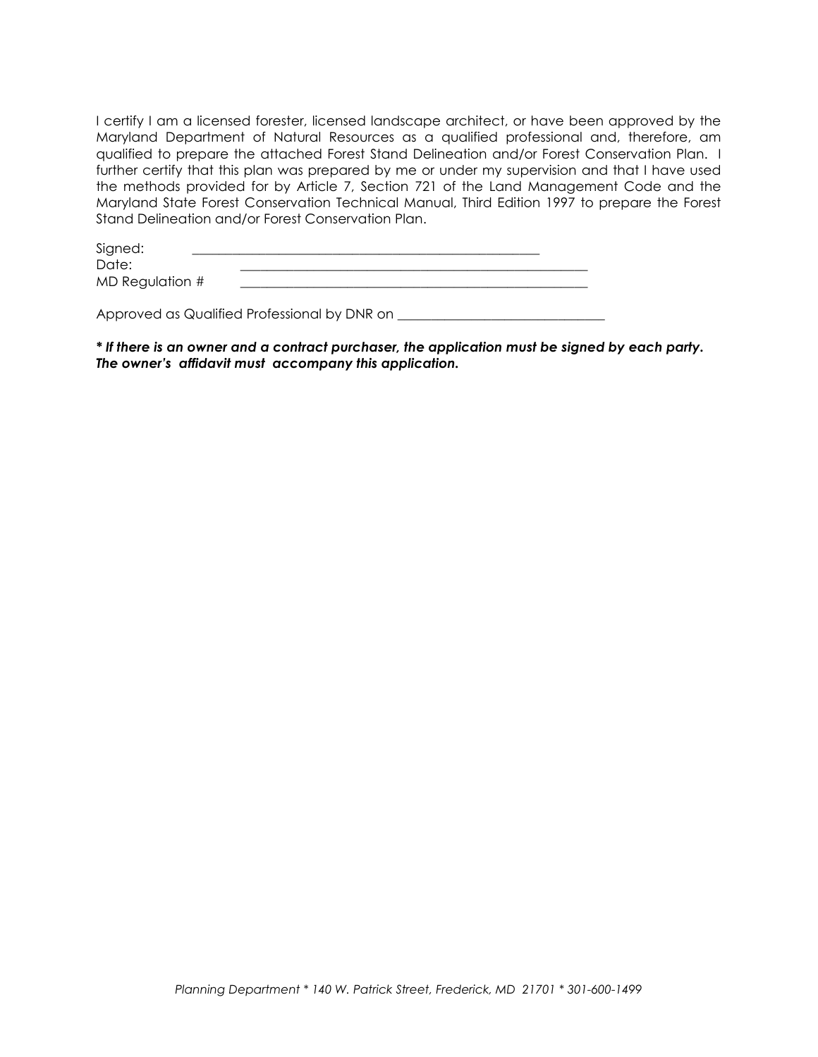I certify I am a licensed forester, licensed landscape architect, or have been approved by the Maryland Department of Natural Resources as a qualified professional and, therefore, am qualified to prepare the attached Forest Stand Delineation and/or Forest Conservation Plan. I further certify that this plan was prepared by me or under my supervision and that I have used the methods provided for by Article 7, Section 721 of the Land Management Code and the Maryland State Forest Conservation Technical Manual, Third Edition 1997 to prepare the Forest Stand Delineation and/or Forest Conservation Plan.

Signed: _______________________________________________

Date: _______________________________________________

MD Regulation # _______________________________________________

Approved as Qualified Professional by DNR on ______________________________

***\* If there is an owner and a contract purchaser, the application must be signed by each party. The owner's affidavit must accompany this application.***

*Planning Department * 140 W. Patrick Street, Frederick, MD 21701 * 301-600-1499*